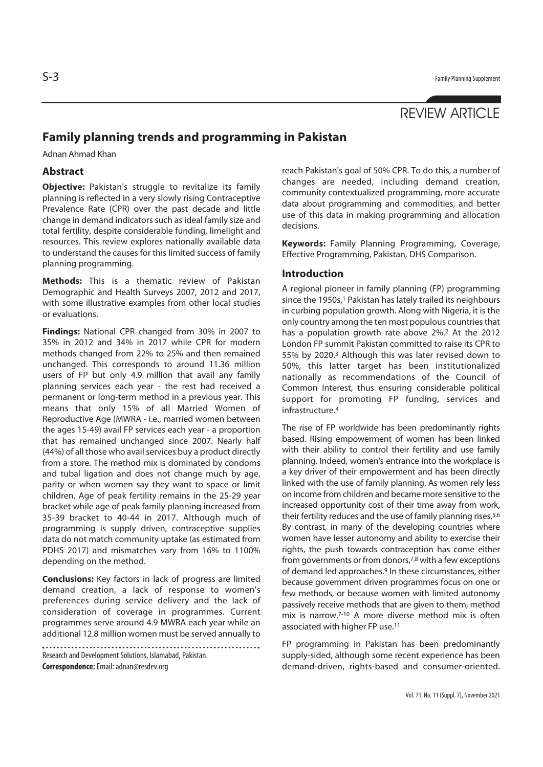REVIEW ARTICLE

# Family planning trends and programming in Pakistan

Adnan Ahmad Khan

## Abstract

**Objective:** Pakistan's struggle to revitalize its family planning is reflected in a very slowly rising Contraceptive Prevalence Rate (CPR) over the past decade and little change in demand indicators such as ideal family size and total fertility, despite considerable funding, limelight and resources. This review explores nationally available data to understand the causes for this limited success of family planning programming.

**Methods:** This is a thematic review of Pakistan Demographic and Health Surveys 2007, 2012 and 2017, with some illustrative examples from other local studies or evaluations.

**Findings:** National CPR changed from 30% in 2007 to 35% in 2012 and 34% in 2017 while CPR for modern methods changed from 22% to 25% and then remained unchanged. This corresponds to around 11.36 million users of FP but only 4.9 million that avail any family planning services each year - the rest had received a permanent or long-term method in a previous year. This means that only 15% of all Married Women of Reproductive Age (MWRA - i.e., married women between the ages 15-49) avail FP services each year - a proportion that has remained unchanged since 2007. Nearly half (44%) of all those who avail services buy a product directly from a store. The method mix is dominated by condoms and tubal ligation and does not change much by age, parity or when women say they want to space or limit children. Age of peak fertility remains in the 25-29 year bracket while age of peak family planning increased from 35-39 bracket to 40-44 in 2017. Although much of programming is supply driven, contraceptive supplies data do not match community uptake (as estimated from PDHS 2017) and mismatches vary from 16% to 1100% depending on the method.

**Conclusions:** Key factors in lack of progress are limited demand creation, a lack of response to women's preferences during service delivery and the lack of consideration of coverage in programmes. Current programmes serve around 4.9 MWRA each year while an additional 12.8 million women must be served annually to reach Pakistan's goal of 50% CPR. To do this, a number of changes are needed, including demand creation, community contextualized programming, more accurate data about programming and commodities, and better use of this data in making programming and allocation decisions.

**Keywords:** Family Planning Programming, Coverage, Effective Programming, Pakistan, DHS Comparison.

Research and Development Solutions, Islamabad, Pakistan.
**Correspondence:** Email: adnan@resdev.org

## Introduction

A regional pioneer in family planning (FP) programming since the 1950s,[1] Pakistan has lately trailed its neighbours in curbing population growth. Along with Nigeria, it is the only country among the ten most populous countries that has a population growth rate above 2%.[2] At the 2012 London FP summit Pakistan committed to raise its CPR to 55% by 2020.[3] Although this was later revised down to 50%, this latter target has been institutionalized nationally as recommendations of the Council of Common Interest, thus ensuring considerable political support for promoting FP funding, services and infrastructure.[4]

The rise of FP worldwide has been predominantly rights based. Rising empowerment of women has been linked with their ability to control their fertility and use family planning. Indeed, women's entrance into the workplace is a key driver of their empowerment and has been directly linked with the use of family planning. As women rely less on income from children and became more sensitive to the increased opportunity cost of their time away from work, their fertility reduces and the use of family planning rises.[5,6] By contrast, in many of the developing countries where women have lesser autonomy and ability to exercise their rights, the push towards contraception has come either from governments or from donors,[7,8] with a few exceptions of demand led approaches.[9] In these circumstances, either because government driven programmes focus on one or few methods, or because women with limited autonomy passively receive methods that are given to them, method mix is narrow.[7-10] A more diverse method mix is often associated with higher FP use.[11]

FP programming in Pakistan has been predominantly supply-sided, although some recent experience has been demand-driven, rights-based and consumer-oriented.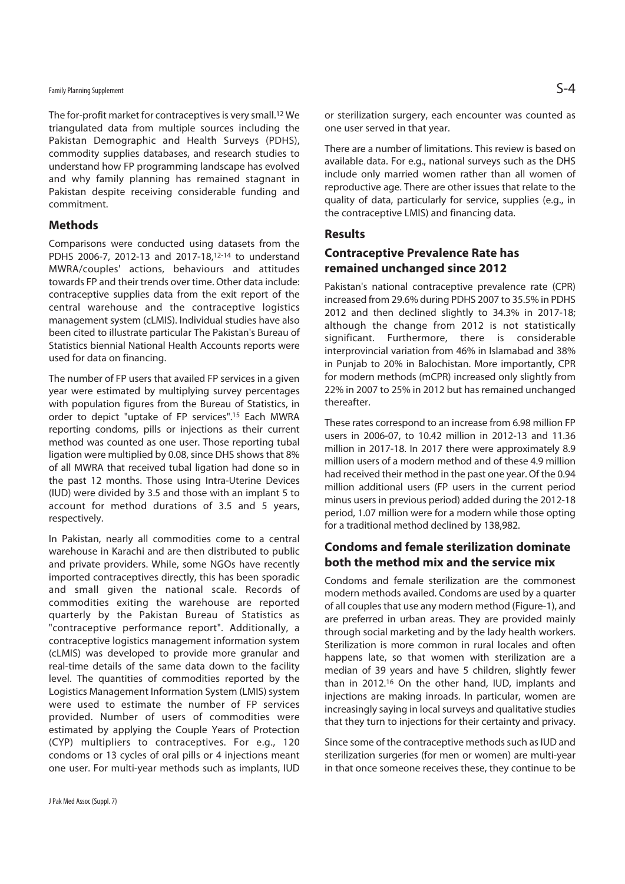The for-profit market for contraceptives is very small.[12] We triangulated data from multiple sources including the Pakistan Demographic and Health Surveys (PDHS), commodity supplies databases, and research studies to understand how FP programming landscape has evolved and why family planning has remained stagnant in Pakistan despite receiving considerable funding and commitment.

## Methods

Comparisons were conducted using datasets from the PDHS 2006-7, 2012-13 and 2017-18,[12-14] to understand MWRA/couples' actions, behaviours and attitudes towards FP and their trends over time. Other data include: contraceptive supplies data from the exit report of the central warehouse and the contraceptive logistics management system (cLMIS). Individual studies have also been cited to illustrate particular The Pakistan's Bureau of Statistics biennial National Health Accounts reports were used for data on financing.

The number of FP users that availed FP services in a given year were estimated by multiplying survey percentages with population figures from the Bureau of Statistics, in order to depict "uptake of FP services".[15] Each MWRA reporting condoms, pills or injections as their current method was counted as one user. Those reporting tubal ligation were multiplied by 0.08, since DHS shows that 8% of all MWRA that received tubal ligation had done so in the past 12 months. Those using Intra-Uterine Devices (IUD) were divided by 3.5 and those with an implant 5 to account for method durations of 3.5 and 5 years, respectively.

In Pakistan, nearly all commodities come to a central warehouse in Karachi and are then distributed to public and private providers. While, some NGOs have recently imported contraceptives directly, this has been sporadic and small given the national scale. Records of commodities exiting the warehouse are reported quarterly by the Pakistan Bureau of Statistics as "contraceptive performance report". Additionally, a contraceptive logistics management information system (cLMIS) was developed to provide more granular and real-time details of the same data down to the facility level. The quantities of commodities reported by the Logistics Management Information System (LMIS) system were used to estimate the number of FP services provided. Number of users of commodities were estimated by applying the Couple Years of Protection (CYP) multipliers to contraceptives. For e.g., 120 condoms or 13 cycles of oral pills or 4 injections meant one user. For multi-year methods such as implants, IUD or sterilization surgery, each encounter was counted as one user served in that year.

There are a number of limitations. This review is based on available data. For e.g., national surveys such as the DHS include only married women rather than all women of reproductive age. There are other issues that relate to the quality of data, particularly for service, supplies (e.g., in the contraceptive LMIS) and financing data.

## Results

### Contraceptive Prevalence Rate has remained unchanged since 2012

Pakistan's national contraceptive prevalence rate (CPR) increased from 29.6% during PDHS 2007 to 35.5% in PDHS 2012 and then declined slightly to 34.3% in 2017-18; although the change from 2012 is not statistically significant. Furthermore, there is considerable interprovincial variation from 46% in Islamabad and 38% in Punjab to 20% in Balochistan. More importantly, CPR for modern methods (mCPR) increased only slightly from 22% in 2007 to 25% in 2012 but has remained unchanged thereafter.

These rates correspond to an increase from 6.98 million FP users in 2006-07, to 10.42 million in 2012-13 and 11.36 million in 2017-18. In 2017 there were approximately 8.9 million users of a modern method and of these 4.9 million had received their method in the past one year. Of the 0.94 million additional users (FP users in the current period minus users in previous period) added during the 2012-18 period, 1.07 million were for a modern while those opting for a traditional method declined by 138,982.

### Condoms and female sterilization dominate both the method mix and the service mix

Condoms and female sterilization are the commonest modern methods availed. Condoms are used by a quarter of all couples that use any modern method (Figure-1), and are preferred in urban areas. They are provided mainly through social marketing and by the lady health workers. Sterilization is more common in rural locales and often happens late, so that women with sterilization are a median of 39 years and have 5 children, slightly fewer than in 2012.[16] On the other hand, IUD, implants and injections are making inroads. In particular, women are increasingly saying in local surveys and qualitative studies that they turn to injections for their certainty and privacy.

Since some of the contraceptive methods such as IUD and sterilization surgeries (for men or women) are multi-year in that once someone receives these, they continue to be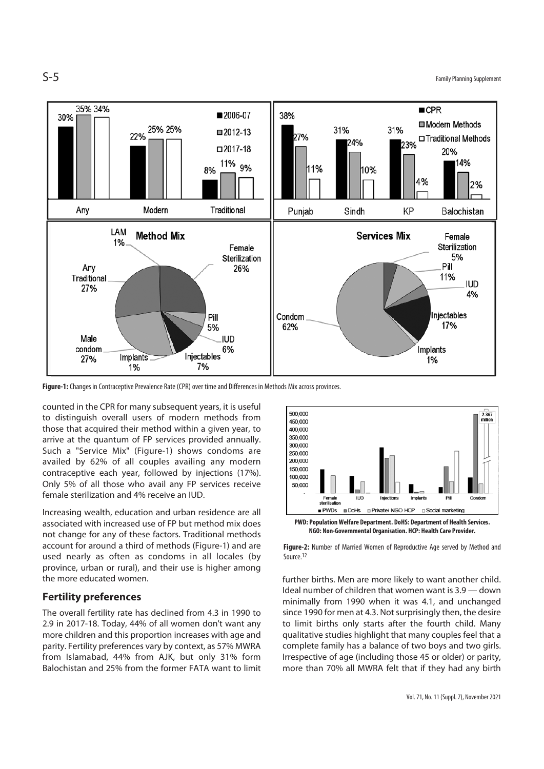**Figure-1:** Changes in Contraceptive Prevalence Rate (CPR) over time and Differences in Methods Mix across provinces.

counted in the CPR for many subsequent years, it is useful to distinguish overall users of modern methods from those that acquired their method within a given year, to arrive at the quantum of FP services provided annually. Such a "Service Mix" (Figure-1) shows condoms are availed by 62% of all couples availing any modern contraceptive each year, followed by injections (17%). Only 5% of all those who avail any FP services receive female sterilization and 4% receive an IUD.

Increasing wealth, education and urban residence are all associated with increased use of FP but method mix does not change for any of these factors. Traditional methods account for around a third of methods (Figure-1) and are used nearly as often as condoms in all locales (by province, urban or rural), and their use is higher among the more educated women.

## Fertility preferences

The overall fertility rate has declined from 4.3 in 1990 to 2.9 in 2017-18. Today, 44% of all women don't want any more children and this proportion increases with age and parity. Fertility preferences vary by context, as 57% MWRA from Islamabad, 44% from AJK, but only 31% form Balochistan and 25% from the former FATA want to limit further births. Men are more likely to want another child. Ideal number of children that women want is 3.9 — down minimally from 1990 when it was 4.1, and unchanged since 1990 for men at 4.3. Not surprisingly then, the desire to limit births only starts after the fourth child. Many qualitative studies highlight that many couples feel that a complete family has a balance of two boys and two girls. Irrespective of age (including those 45 or older) or parity, more than 70% all MWRA felt that if they had any birth

**PWD: Population Welfare Department. DoHS: Department of Health Services. NGO: Non-Governmental Organisation. HCP: Health Care Provider.**

**Figure-2:** Number of Married Women of Reproductive Age served by Method and Source.[12]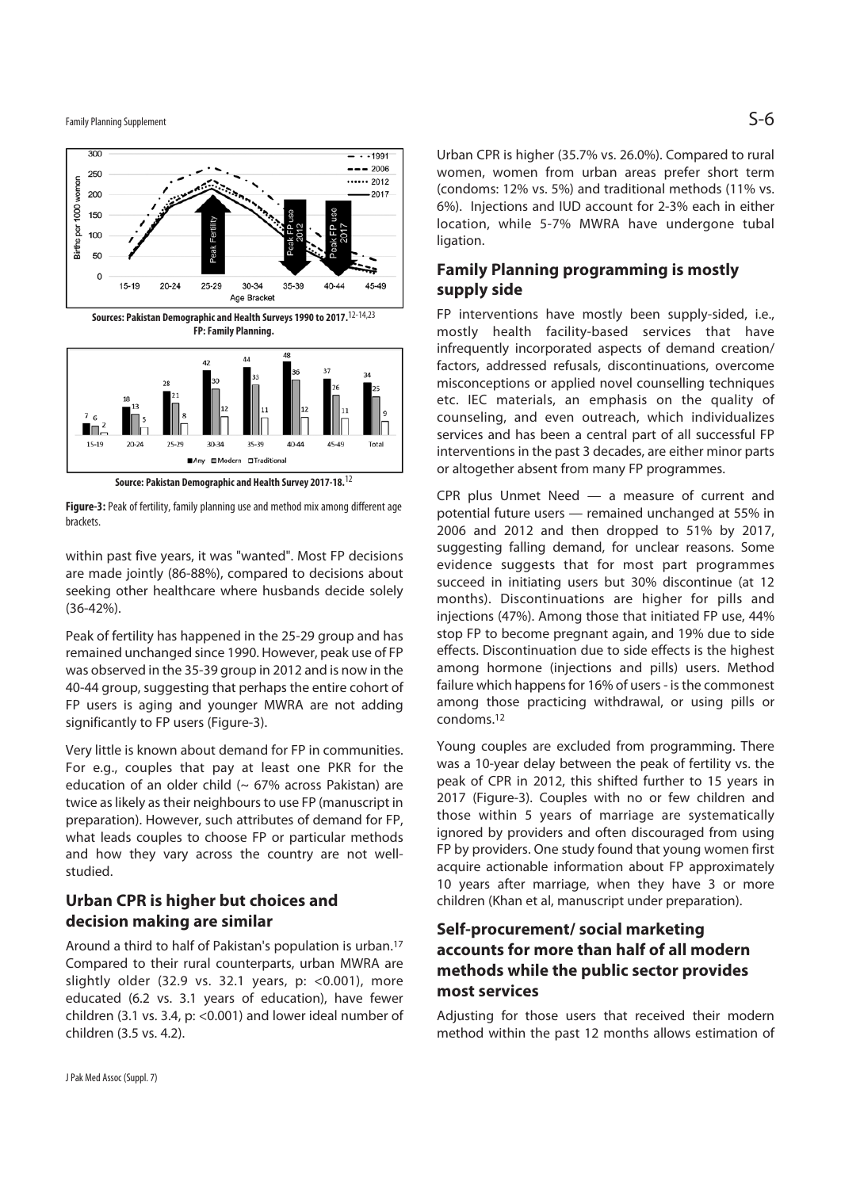Sources: Pakistan Demographic and Health Surveys 1990 to 2017.[12-14,23]
FP: Family Planning.

Source: Pakistan Demographic and Health Survey 2017-18.[12]

**Figure-3:** Peak of fertility, family planning use and method mix among different age brackets.

within past five years, it was "wanted". Most FP decisions are made jointly (86-88%), compared to decisions about seeking other healthcare where husbands decide solely (36-42%).

Peak of fertility has happened in the 25-29 group and has remained unchanged since 1990. However, peak use of FP was observed in the 35-39 group in 2012 and is now in the 40-44 group, suggesting that perhaps the entire cohort of FP users is aging and younger MWRA are not adding significantly to FP users (Figure-3).

Very little is known about demand for FP in communities. For e.g., couples that pay at least one PKR for the education of an older child (~ 67% across Pakistan) are twice as likely as their neighbours to use FP (manuscript in preparation). However, such attributes of demand for FP, what leads couples to choose FP or particular methods and how they vary across the country are not well-studied.

## Urban CPR is higher but choices and decision making are similar

Around a third to half of Pakistan's population is urban.[17] Compared to their rural counterparts, urban MWRA are slightly older (32.9 vs. 32.1 years, p: <0.001), more educated (6.2 vs. 3.1 years of education), have fewer children (3.1 vs. 3.4, p: <0.001) and lower ideal number of children (3.5 vs. 4.2).

Urban CPR is higher (35.7% vs. 26.0%). Compared to rural women, women from urban areas prefer short term (condoms: 12% vs. 5%) and traditional methods (11% vs. 6%). Injections and IUD account for 2-3% each in either location, while 5-7% MWRA have undergone tubal ligation.

## Family Planning programming is mostly supply side

FP interventions have mostly been supply-sided, i.e., mostly health facility-based services that have infrequently incorporated aspects of demand creation/ factors, addressed refusals, discontinuations, overcome misconceptions or applied novel counselling techniques etc. IEC materials, an emphasis on the quality of counseling, and even outreach, which individualizes services and has been a central part of all successful FP interventions in the past 3 decades, are either minor parts or altogether absent from many FP programmes.

CPR plus Unmet Need — a measure of current and potential future users — remained unchanged at 55% in 2006 and 2012 and then dropped to 51% by 2017, suggesting falling demand, for unclear reasons. Some evidence suggests that for most part programmes succeed in initiating users but 30% discontinue (at 12 months). Discontinuations are higher for pills and injections (47%). Among those that initiated FP use, 44% stop FP to become pregnant again, and 19% due to side effects. Discontinuation due to side effects is the highest among hormone (injections and pills) users. Method failure which happens for 16% of users - is the commonest among those practicing withdrawal, or using pills or condoms.[12]

Young couples are excluded from programming. There was a 10-year delay between the peak of fertility vs. the peak of CPR in 2012, this shifted further to 15 years in 2017 (Figure-3). Couples with no or few children and those within 5 years of marriage are systematically ignored by providers and often discouraged from using FP by providers. One study found that young women first acquire actionable information about FP approximately 10 years after marriage, when they have 3 or more children (Khan et al, manuscript under preparation).

## Self-procurement/ social marketing accounts for more than half of all modern methods while the public sector provides most services

Adjusting for those users that received their modern method within the past 12 months allows estimation of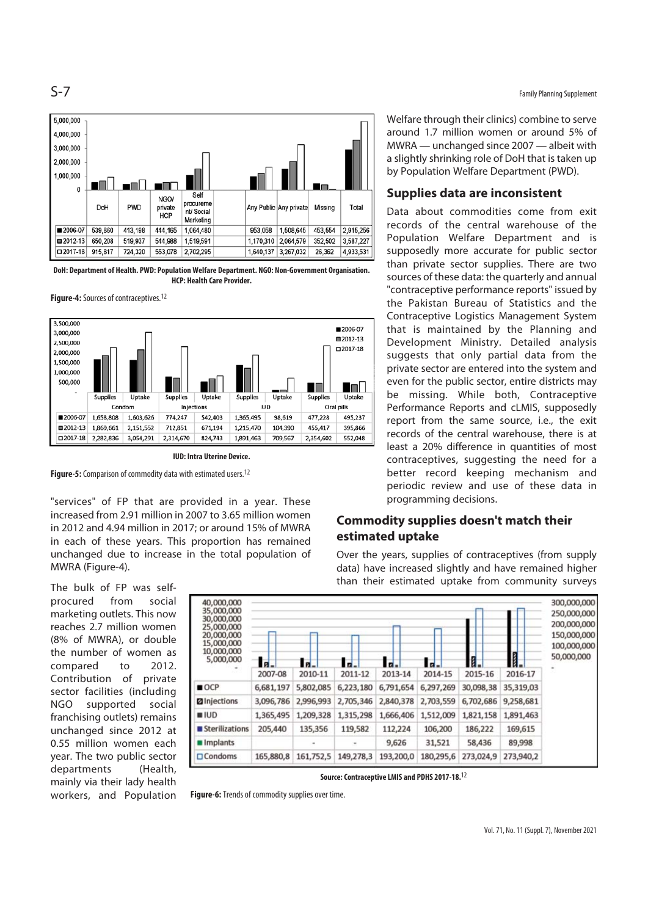| | DoH | PWD | NGO/ private HCP | Self procurement/ Social Marketing | Any Public | Any private | Missing | Total |
|---|---|---|---|---|---|---|---|---|
| 2006-07 | 539,860 | 413,198 | 444,165 | 1,064,480 | 953,058 | 1,508,645 | 453,554 | 2,915,256 |
| 2012-13 | 650,208 | 519,937 | 544,988 | 1,519,591 | 1,170,310 | 2,064,579 | 352,502 | 3,587,227 |
| 2017-18 | 915,817 | 724,320 | 553,078 | 2,702,295 | 1,640,137 | 3,267,032 | 26,362 | 4,933,531 |

DoH: Department of Health. PWD: Population Welfare Department. NGO: Non-Government Organisation. HCP: Health Care Provider.

**Figure-4:** Sources of contraceptives.[12]

| | Condom | | Injections | | IUD | | Oral pills | |
|---|---|---|---|---|---|---|---|---|
| | Supplies | Uptake | Supplies | Uptake | Supplies | Uptake | Supplies | Uptake |
| 2006-07 | 1,658,808 | 1,603,626 | 774,247 | 542,403 | 1,365,495 | 98,619 | 477,228 | 495,237 |
| 2012-13 | 1,869,661 | 2,151,552 | 712,851 | 671,194 | 1,215,470 | 104,390 | 455,417 | 395,866 |
| 2017-18 | 2,282,836 | 3,054,291 | 2,314,670 | 824,743 | 1,891,463 | 709,567 | 2,354,602 | 552,048 |

IUD: Intra Uterine Device.

**Figure-5:** Comparison of commodity data with estimated users.[12]

"services" of FP that are provided in a year. These increased from 2.91 million in 2007 to 3.65 million women in 2012 and 4.94 million in 2017; or around 15% of MWRA in each of these years. This proportion has remained unchanged due to increase in the total population of MWRA (Figure-4).

The bulk of FP was self-procured from social marketing outlets. This now reaches 2.7 million women (8% of MWRA), or double the number of women as compared to 2012. Contribution of private sector facilities (including NGO supported social franchising outlets) remains unchanged since 2012 at 0.55 million women each year. The two public sector departments (Health, mainly via their lady health workers, and Population Welfare through their clinics) combine to serve around 1.7 million women or around 5% of MWRA — unchanged since 2007 — albeit with a slightly shrinking role of DoH that is taken up by Population Welfare Department (PWD).

## Supplies data are inconsistent

Data about commodities come from exit records of the central warehouse of the Population Welfare Department and is supposedly more accurate for public sector than private sector supplies. There are two sources of these data: the quarterly and annual "contraceptive performance reports" issued by the Pakistan Bureau of Statistics and the Contraceptive Logistics Management System that is maintained by the Planning and Development Ministry. Detailed analysis suggests that only partial data from the private sector are entered into the system and even for the public sector, entire districts may be missing. While both, Contraceptive Performance Reports and cLMIS, supposedly report from the same source, i.e., the exit records of the central warehouse, there is at least a 20% difference in quantities of most contraceptives, suggesting the need for a better record keeping mechanism and periodic review and use of these data in programming decisions.

## Commodity supplies doesn't match their estimated uptake

Over the years, supplies of contraceptives (from supply data) have increased slightly and have remained higher than their estimated uptake from community surveys

| | 2007-08 | 2010-11 | 2011-12 | 2013-14 | 2014-15 | 2015-16 | 2016-17 |
|---|---|---|---|---|---|---|---|
| OCP | 6,681,197 | 5,802,085 | 6,223,180 | 6,791,654 | 6,297,269 | 30,098,38 | 35,319,03 |
| Injections | 3,096,786 | 2,996,993 | 2,705,346 | 2,840,378 | 2,703,559 | 6,702,686 | 9,258,681 |
| IUD | 1,365,495 | 1,209,328 | 1,315,298 | 1,666,406 | 1,512,009 | 1,821,158 | 1,891,463 |
| Sterilizations | 205,440 | 135,356 | 119,582 | 112,224 | 106,200 | 186,222 | 169,615 |
| Implants | | - | - | 9,626 | 31,521 | 58,436 | 89,998 |
| Condoms | 165,880,8 | 161,752,5 | 149,278,3 | 193,200,0 | 180,295,6 | 273,024,9 | 273,940,2 |

Source: Contraceptive LMIS and PDHS 2017-18.[12]

**Figure-6:** Trends of commodity supplies over time.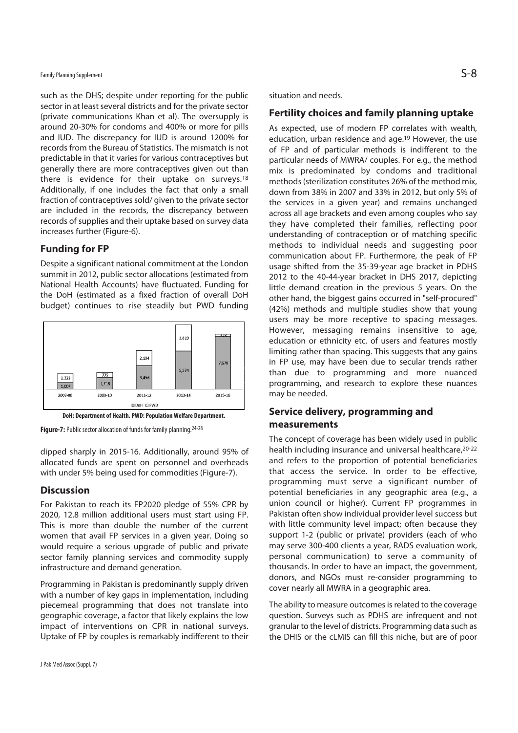such as the DHS; despite under reporting for the public sector in at least several districts and for the private sector (private communications Khan et al). The oversupply is around 20-30% for condoms and 400% or more for pills and IUD. The discrepancy for IUD is around 1200% for records from the Bureau of Statistics. The mismatch is not predictable in that it varies for various contraceptives but generally there are more contraceptives given out than there is evidence for their uptake on surveys.[18] Additionally, if one includes the fact that only a small fraction of contraceptives sold/ given to the private sector are included in the records, the discrepancy between records of supplies and their uptake based on survey data increases further (Figure-6).

## Funding for FP

Despite a significant national commitment at the London summit in 2012, public sector allocations (estimated from National Health Accounts) have fluctuated. Funding for the DoH (estimated as a fixed fraction of overall DoH budget) continues to rise steadily but PWD funding dipped sharply in 2015-16. Additionally, around 95% of allocated funds are spent on personnel and overheads with under 5% being used for commodities (Figure-7).

| | 2007-08 | 2009-10 | 2011-12 | 2013-14 | 2015-16 |
|---|---|---|---|---|---|
| DoH | 1,007 | 1,718 | 3,456 | 5,574 | 7,678 |
| PWD | 1,322 | 775 | 2,194 | 3,819 | 575 |

**DoH: Department of Health. PWD: Population Welfare Department.**

**Figure-7:** Public sector allocation of funds for family planning.[24-28]

## Discussion

For Pakistan to reach its FP2020 pledge of 55% CPR by 2020, 12.8 million additional users must start using FP. This is more than double the number of the current women that avail FP services in a given year. Doing so would require a serious upgrade of public and private sector family planning services and commodity supply infrastructure and demand generation.

Programming in Pakistan is predominantly supply driven with a number of key gaps in implementation, including piecemeal programming that does not translate into geographic coverage, a factor that likely explains the low impact of interventions on CPR in national surveys. Uptake of FP by couples is remarkably indifferent to their situation and needs.

## Fertility choices and family planning uptake

As expected, use of modern FP correlates with wealth, education, urban residence and age.[19] However, the use of FP and of particular methods is indifferent to the particular needs of MWRA/ couples. For e.g., the method mix is predominated by condoms and traditional methods (sterilization constitutes 26% of the method mix, down from 38% in 2007 and 33% in 2012, but only 5% of the services in a given year) and remains unchanged across all age brackets and even among couples who say they have completed their families, reflecting poor understanding of contraception or of matching specific methods to individual needs and suggesting poor communication about FP. Furthermore, the peak of FP usage shifted from the 35-39-year age bracket in PDHS 2012 to the 40-44-year bracket in DHS 2017, depicting little demand creation in the previous 5 years. On the other hand, the biggest gains occurred in "self-procured" (42%) methods and multiple studies show that young users may be more receptive to spacing messages. However, messaging remains insensitive to age, education or ethnicity etc. of users and features mostly limiting rather than spacing. This suggests that any gains in FP use, may have been due to secular trends rather than due to programming and more nuanced programming, and research to explore these nuances may be needed.

## Service delivery, programming and measurements

The concept of coverage has been widely used in public health including insurance and universal healthcare,[20-22] and refers to the proportion of potential beneficiaries that access the service. In order to be effective, programming must serve a significant number of potential beneficiaries in any geographic area (e.g., a union council or higher). Current FP programmes in Pakistan often show individual provider level success but with little community level impact; often because they support 1-2 (public or private) providers (each of who may serve 300-400 clients a year, RADS evaluation work, personal communication) to serve a community of thousands. In order to have an impact, the government, donors, and NGOs must re-consider programming to cover nearly all MWRA in a geographic area.

The ability to measure outcomes is related to the coverage question. Surveys such as PDHS are infrequent and not granular to the level of districts. Programming data such as the DHIS or the cLMIS can fill this niche, but are of poor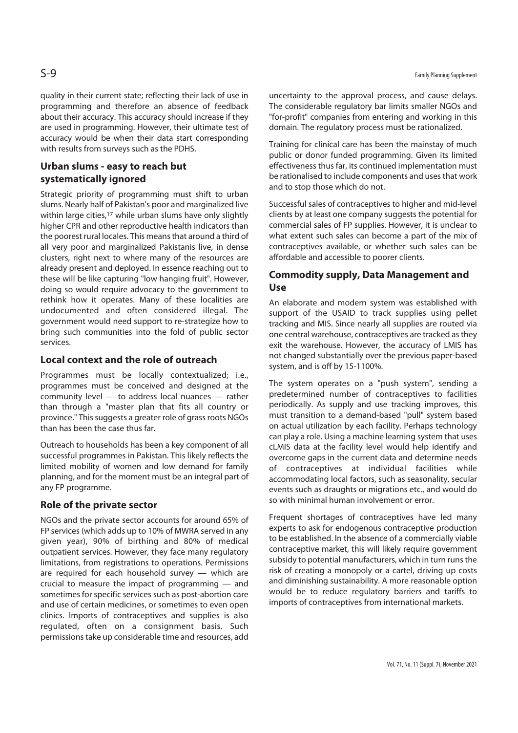quality in their current state; reflecting their lack of use in programming and therefore an absence of feedback about their accuracy. This accuracy should increase if they are used in programming. However, their ultimate test of accuracy would be when their data start corresponding with results from surveys such as the PDHS.

## Urban slums - easy to reach but systematically ignored

Strategic priority of programming must shift to urban slums. Nearly half of Pakistan's poor and marginalized live within large cities,[17] while urban slums have only slightly higher CPR and other reproductive health indicators than the poorest rural locales. This means that around a third of all very poor and marginalized Pakistanis live, in dense clusters, right next to where many of the resources are already present and deployed. In essence reaching out to these will be like capturing "low hanging fruit". However, doing so would require advocacy to the government to rethink how it operates. Many of these localities are undocumented and often considered illegal. The government would need support to re-strategize how to bring such communities into the fold of public sector services.

## Local context and the role of outreach

Programmes must be locally contextualized; i.e., programmes must be conceived and designed at the community level — to address local nuances — rather than through a "master plan that fits all country or province." This suggests a greater role of grass roots NGOs than has been the case thus far.

Outreach to households has been a key component of all successful programmes in Pakistan. This likely reflects the limited mobility of women and low demand for family planning, and for the moment must be an integral part of any FP programme.

## Role of the private sector

NGOs and the private sector accounts for around 65% of FP services (which adds up to 10% of MWRA served in any given year), 90% of birthing and 80% of medical outpatient services. However, they face many regulatory limitations, from registrations to operations. Permissions are required for each household survey — which are crucial to measure the impact of programming — and sometimes for specific services such as post-abortion care and use of certain medicines, or sometimes to even open clinics. Imports of contraceptives and supplies is also regulated, often on a consignment basis. Such permissions take up considerable time and resources, add uncertainty to the approval process, and cause delays. The considerable regulatory bar limits smaller NGOs and "for-profit" companies from entering and working in this domain. The regulatory process must be rationalized.

Training for clinical care has been the mainstay of much public or donor funded programming. Given its limited effectiveness thus far, its continued implementation must be rationalised to include components and uses that work and to stop those which do not.

Successful sales of contraceptives to higher and mid-level clients by at least one company suggests the potential for commercial sales of FP supplies. However, it is unclear to what extent such sales can become a part of the mix of contraceptives available, or whether such sales can be affordable and accessible to poorer clients.

## Commodity supply, Data Management and Use

An elaborate and modern system was established with support of the USAID to track supplies using pellet tracking and MIS. Since nearly all supplies are routed via one central warehouse, contraceptives are tracked as they exit the warehouse. However, the accuracy of LMIS has not changed substantially over the previous paper-based system, and is off by 15-1100%.

The system operates on a "push system", sending a predetermined number of contraceptives to facilities periodically. As supply and use tracking improves, this must transition to a demand-based "pull" system based on actual utilization by each facility. Perhaps technology can play a role. Using a machine learning system that uses cLMIS data at the facility level would help identify and overcome gaps in the current data and determine needs of contraceptives at individual facilities while accommodating local factors, such as seasonality, secular events such as draughts or migrations etc., and would do so with minimal human involvement or error.

Frequent shortages of contraceptives have led many experts to ask for endogenous contraceptive production to be established. In the absence of a commercially viable contraceptive market, this will likely require government subsidy to potential manufacturers, which in turn runs the risk of creating a monopoly or a cartel, driving up costs and diminishing sustainability. A more reasonable option would be to reduce regulatory barriers and tariffs to imports of contraceptives from international markets.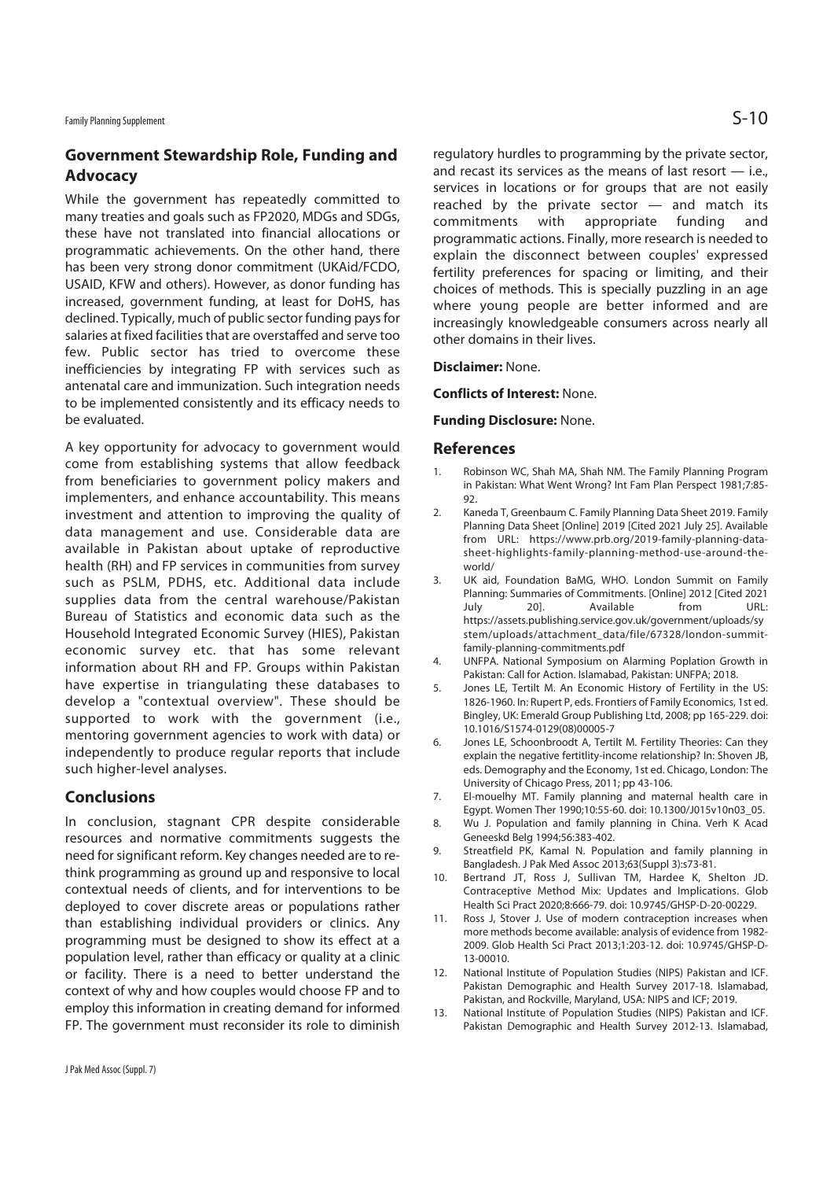## Government Stewardship Role, Funding and Advocacy

While the government has repeatedly committed to many treaties and goals such as FP2020, MDGs and SDGs, these have not translated into financial allocations or programmatic achievements. On the other hand, there has been very strong donor commitment (UKAid/FCDO, USAID, KFW and others). However, as donor funding has increased, government funding, at least for DoHS, has declined. Typically, much of public sector funding pays for salaries at fixed facilities that are overstaffed and serve too few. Public sector has tried to overcome these inefficiencies by integrating FP with services such as antenatal care and immunization. Such integration needs to be implemented consistently and its efficacy needs to be evaluated.

A key opportunity for advocacy to government would come from establishing systems that allow feedback from beneficiaries to government policy makers and implementers, and enhance accountability. This means investment and attention to improving the quality of data management and use. Considerable data are available in Pakistan about uptake of reproductive health (RH) and FP services in communities from survey such as PSLM, PDHS, etc. Additional data include supplies data from the central warehouse/Pakistan Bureau of Statistics and economic data such as the Household Integrated Economic Survey (HIES), Pakistan economic survey etc. that has some relevant information about RH and FP. Groups within Pakistan have expertise in triangulating these databases to develop a "contextual overview". These should be supported to work with the government (i.e., mentoring government agencies to work with data) or independently to produce regular reports that include such higher-level analyses.

## Conclusions

In conclusion, stagnant CPR despite considerable resources and normative commitments suggests the need for significant reform. Key changes needed are to re-think programming as ground up and responsive to local contextual needs of clients, and for interventions to be deployed to cover discrete areas or populations rather than establishing individual providers or clinics. Any programming must be designed to show its effect at a population level, rather than efficacy or quality at a clinic or facility. There is a need to better understand the context of why and how couples would choose FP and to employ this information in creating demand for informed FP. The government must reconsider its role to diminish regulatory hurdles to programming by the private sector, and recast its services as the means of last resort — i.e., services in locations or for groups that are not easily reached by the private sector — and match its commitments with appropriate funding and programmatic actions. Finally, more research is needed to explain the disconnect between couples' expressed fertility preferences for spacing or limiting, and their choices of methods. This is specially puzzling in an age where young people are better informed and are increasingly knowledgeable consumers across nearly all other domains in their lives.

**Disclaimer:** None.

**Conflicts of Interest:** None.

**Funding Disclosure:** None.

## References

1. Robinson WC, Shah MA, Shah NM. The Family Planning Program in Pakistan: What Went Wrong? Int Fam Plan Perspect 1981;7:85-92.
2. Kaneda T, Greenbaum C. Family Planning Data Sheet 2019. Family Planning Data Sheet [Online] 2019 [Cited 2021 July 25]. Available from URL: https://www.prb.org/2019-family-planning-data-sheet-highlights-family-planning-method-use-around-the-world/
3. UK aid, Foundation BaMG, WHO. London Summit on Family Planning: Summaries of Commitments. [Online] 2012 [Cited 2021 July 20]. Available from URL: https://assets.publishing.service.gov.uk/government/uploads/system/uploads/attachment_data/file/67328/london-summit-family-planning-commitments.pdf
4. UNFPA. National Symposium on Alarming Poplation Growth in Pakistan: Call for Action. Islamabad, Pakistan: UNFPA; 2018.
5. Jones LE, Tertilt M. An Economic History of Fertility in the US: 1826-1960. In: Rupert P, eds. Frontiers of Family Economics, 1st ed. Bingley, UK: Emerald Group Publishing Ltd, 2008; pp 165-229. doi: 10.1016/S1574-0129(08)00005-7
6. Jones LE, Schoonbroodt A, Tertilt M. Fertility Theories: Can they explain the negative fertitlity-income relationship? In: Shoven JB, eds. Demography and the Economy, 1st ed. Chicago, London: The University of Chicago Press, 2011; pp 43-106.
7. El-mouelhy MT. Family planning and maternal health care in Egypt. Women Ther 1990;10:55-60. doi: 10.1300/J015v10n03_05.
8. Wu J. Population and family planning in China. Verh K Acad Geneeskd Belg 1994;56:383-402.
9. Streatfield PK, Kamal N. Population and family planning in Bangladesh. J Pak Med Assoc 2013;63(Suppl 3):s73-81.
10. Bertrand JT, Ross J, Sullivan TM, Hardee K, Shelton JD. Contraceptive Method Mix: Updates and Implications. Glob Health Sci Pract 2020;8:666-79. doi: 10.9745/GHSP-D-20-00229.
11. Ross J, Stover J. Use of modern contraception increases when more methods become available: analysis of evidence from 1982-2009. Glob Health Sci Pract 2013;1:203-12. doi: 10.9745/GHSP-D-13-00010.
12. National Institute of Population Studies (NIPS) Pakistan and ICF. Pakistan Demographic and Health Survey 2017-18. Islamabad, Pakistan, and Rockville, Maryland, USA: NIPS and ICF; 2019.
13. National Institute of Population Studies (NIPS) Pakistan and ICF. Pakistan Demographic and Health Survey 2012-13. Islamabad,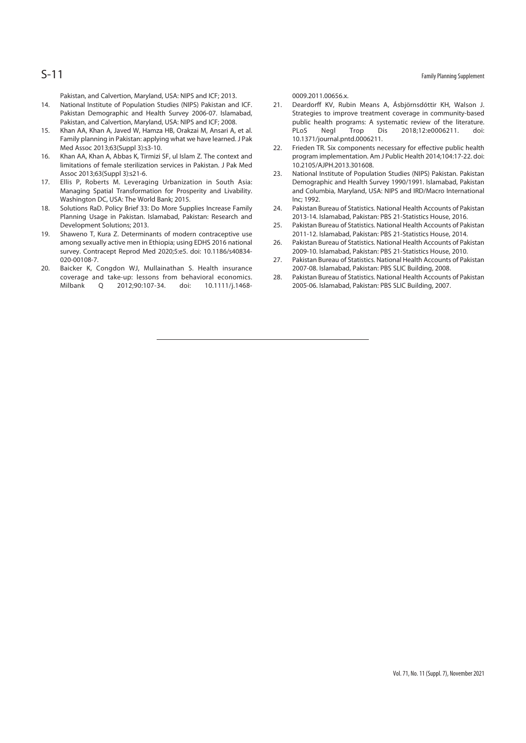Pakistan, and Calvertion, Maryland, USA: NIPS and ICF; 2013.

14. National Institute of Population Studies (NIPS) Pakistan and ICF. Pakistan Demographic and Health Survey 2006-07. Islamabad, Pakistan, and Calvertion, Maryland, USA: NIPS and ICF; 2008.
15. Khan AA, Khan A, Javed W, Hamza HB, Orakzai M, Ansari A, et al. Family planning in Pakistan: applying what we have learned. J Pak Med Assoc 2013;63(Suppl 3):s3-10.
16. Khan AA, Khan A, Abbas K, Tirmizi SF, ul Islam Z. The context and limitations of female sterilization services in Pakistan. J Pak Med Assoc 2013;63(Suppl 3):s21-6.
17. Ellis P, Roberts M. Leveraging Urbanization in South Asia: Managing Spatial Transformation for Prosperity and Livability. Washington DC, USA: The World Bank; 2015.
18. Solutions RaD. Policy Brief 33: Do More Supplies Increase Family Planning Usage in Pakistan. Islamabad, Pakistan: Research and Development Solutions; 2013.
19. Shaweno T, Kura Z. Determinants of modern contraceptive use among sexually active men in Ethiopia; using EDHS 2016 national survey. Contracept Reprod Med 2020;5:e5. doi: 10.1186/s40834-020-00108-7.
20. Baicker K, Congdon WJ, Mullainathan S. Health insurance coverage and take-up: lessons from behavioral economics. Milbank Q 2012;90:107-34. doi: 10.1111/j.1468-0009.2011.00656.x.
21. Deardorff KV, Rubin Means A, Ásbjörnsdóttir KH, Walson J. Strategies to improve treatment coverage in community-based public health programs: A systematic review of the literature. PLoS Negl Trop Dis 2018;12:e0006211. doi: 10.1371/journal.pntd.0006211.
22. Frieden TR. Six components necessary for effective public health program implementation. Am J Public Health 2014;104:17-22. doi: 10.2105/AJPH.2013.301608.
23. National Institute of Population Studies (NIPS) Pakistan. Pakistan Demographic and Health Survey 1990/1991. Islamabad, Pakistan and Columbia, Maryland, USA: NIPS and IRD/Macro International Inc; 1992.
24. Pakistan Bureau of Statistics. National Health Accounts of Pakistan 2013-14. Islamabad, Pakistan: PBS 21-Statistics House, 2016.
25. Pakistan Bureau of Statistics. National Health Accounts of Pakistan 2011-12. Islamabad, Pakistan: PBS 21-Statistics House, 2014.
26. Pakistan Bureau of Statistics. National Health Accounts of Pakistan 2009-10. Islamabad, Pakistan: PBS 21-Statistics House, 2010.
27. Pakistan Bureau of Statistics. National Health Accounts of Pakistan 2007-08. Islamabad, Pakistan: PBS SLIC Building, 2008.
28. Pakistan Bureau of Statistics. National Health Accounts of Pakistan 2005-06. Islamabad, Pakistan: PBS SLIC Building, 2007.